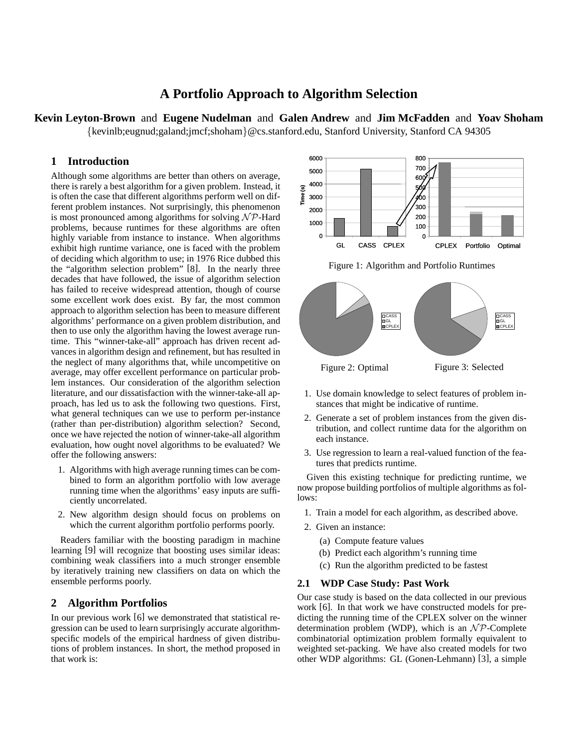# A Portfolio Approach to Algorithm Selection

**Kevin Leyton-Brown** and **Eugene Nudelman** and **Galen Andrew** and **Jim McFadden** and **Yoav Shoham**
{kevinlb;eugnud;galand;jmcf;shoham}@cs.stanford.edu, Stanford University, Stanford CA 94305

## 1 Introduction

Although some algorithms are better than others on average, there is rarely a best algorithm for a given problem. Instead, it is often the case that different algorithms perform well on different problem instances. Not surprisingly, this phenomenon is most pronounced among algorithms for solving $\mathcal{NP}$-Hard problems, because runtimes for these algorithms are often highly variable from instance to instance. When algorithms exhibit high runtime variance, one is faced with the problem of deciding which algorithm to use; in 1976 Rice dubbed this the "algorithm selection problem" [8]. In the nearly three decades that have followed, the issue of algorithm selection has failed to receive widespread attention, though of course some excellent work does exist. By far, the most common approach to algorithm selection has been to measure different algorithms' performance on a given problem distribution, and then to use only the algorithm having the lowest average runtime. This "winner-take-all" approach has driven recent advances in algorithm design and refinement, but has resulted in the neglect of many algorithms that, while uncompetitive on average, may offer excellent performance on particular problem instances. Our consideration of the algorithm selection literature, and our dissatisfaction with the winner-take-all approach, has led us to ask the following two questions. First, what general techniques can we use to perform per-instance (rather than per-distribution) algorithm selection? Second, once we have rejected the notion of winner-take-all algorithm evaluation, how ought novel algorithms to be evaluated? We offer the following answers:

1. Algorithms with high average running times can be combined to form an algorithm portfolio with low average running time when the algorithms' easy inputs are sufficiently uncorrelated.
2. New algorithm design should focus on problems on which the current algorithm portfolio performs poorly.

Readers familiar with the boosting paradigm in machine learning [9] will recognize that boosting uses similar ideas: combining weak classifiers into a much stronger ensemble by iteratively training new classifiers on data on which the ensemble performs poorly.

## 2 Algorithm Portfolios

In our previous work [6] we demonstrated that statistical regression can be used to learn surprisingly accurate algorithm-specific models of the empirical hardness of given distributions of problem instances. In short, the method proposed in that work is:

Figure 1: Algorithm and Portfolio Runtimes

Figure 2: Optimal

Figure 3: Selected

1. Use domain knowledge to select features of problem instances that might be indicative of runtime.
2. Generate a set of problem instances from the given distribution, and collect runtime data for the algorithm on each instance.
3. Use regression to learn a real-valued function of the features that predicts runtime.

Given this existing technique for predicting runtime, we now propose building portfolios of multiple algorithms as follows:

1. Train a model for each algorithm, as described above.
2. Given an instance:
   (a) Compute feature values
   (b) Predict each algorithm's running time
   (c) Run the algorithm predicted to be fastest

### 2.1 WDP Case Study: Past Work

Our case study is based on the data collected in our previous work [6]. In that work we have constructed models for predicting the running time of the CPLEX solver on the winner determination problem (WDP), which is an $\mathcal{NP}$-Complete combinatorial optimization problem formally equivalent to weighted set-packing. We have also created models for two other WDP algorithms: GL (Gonen-Lehmann) [3], a simple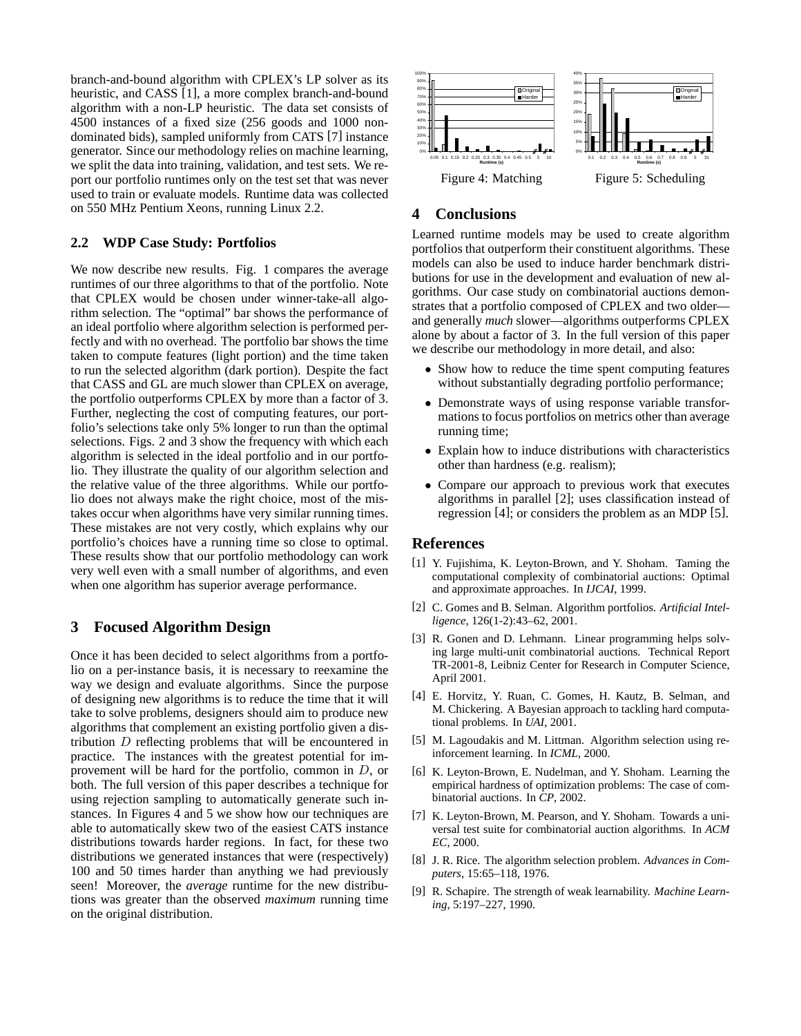branch-and-bound algorithm with CPLEX's LP solver as its heuristic, and CASS [1], a more complex branch-and-bound algorithm with a non-LP heuristic. The data set consists of 4500 instances of a fixed size (256 goods and 1000 non-dominated bids), sampled uniformly from CATS [7] instance generator. Since our methodology relies on machine learning, we split the data into training, validation, and test sets. We report our portfolio runtimes only on the test set that was never used to train or evaluate models. Runtime data was collected on 550 MHz Pentium Xeons, running Linux 2.2.

### 2.2 WDP Case Study: Portfolios

We now describe new results. Fig. 1 compares the average runtimes of our three algorithms to that of the portfolio. Note that CPLEX would be chosen under winner-take-all algorithm selection. The "optimal" bar shows the performance of an ideal portfolio where algorithm selection is performed perfectly and with no overhead. The portfolio bar shows the time taken to compute features (light portion) and the time taken to run the selected algorithm (dark portion). Despite the fact that CASS and GL are much slower than CPLEX on average, the portfolio outperforms CPLEX by more than a factor of 3. Further, neglecting the cost of computing features, our portfolio's selections take only 5% longer to run than the optimal selections. Figs. 2 and 3 show the frequency with which each algorithm is selected in the ideal portfolio and in our portfolio. They illustrate the quality of our algorithm selection and the relative value of the three algorithms. While our portfolio does not always make the right choice, most of the mistakes occur when algorithms have very similar running times. These mistakes are not very costly, which explains why our portfolio's choices have a running time so close to optimal. These results show that our portfolio methodology can work very well even with a small number of algorithms, and even when one algorithm has superior average performance.

## 3 Focused Algorithm Design

Once it has been decided to select algorithms from a portfolio on a per-instance basis, it is necessary to reexamine the way we design and evaluate algorithms. Since the purpose of designing new algorithms is to reduce the time that it will take to solve problems, designers should aim to produce new algorithms that complement an existing portfolio given a distribution $D$ reflecting problems that will be encountered in practice. The instances with the greatest potential for improvement will be hard for the portfolio, common in $D$, or both. The full version of this paper describes a technique for using rejection sampling to automatically generate such instances. In Figures 4 and 5 we show how our techniques are able to automatically skew two of the easiest CATS instance distributions towards harder regions. In fact, for these two distributions we generated instances that were (respectively) 100 and 50 times harder than anything we had previously seen! Moreover, the *average* runtime for the new distributions was greater than the observed *maximum* running time on the original distribution.

100%
90%
80%
70%
60%
50%
40%
30%
20%
10%
0%
Original
Harder
0.05 0.1 0.15 0.2 0.25 0.3 0.35 0.4 0.45 0.5 5 10
Runtime (s)

Figure 4: Matching

40%
35%
30%
25%
20%
15%
10%
5%
0%
Original
Harder
0.1 0.2 0.3 0.4 0.5 0.6 0.7 0.8 0.9 5 31
Runtime (s)

Figure 5: Scheduling

## 4 Conclusions

Learned runtime models may be used to create algorithm portfolios that outperform their constituent algorithms. These models can also be used to induce harder benchmark distributions for use in the development and evaluation of new algorithms. Our case study on combinatorial auctions demonstrates that a portfolio composed of CPLEX and two older—and generally *much* slower—algorithms outperforms CPLEX alone by about a factor of 3. In the full version of this paper we describe our methodology in more detail, and also:

- Show how to reduce the time spent computing features without substantially degrading portfolio performance;
- Demonstrate ways of using response variable transformations to focus portfolios on metrics other than average running time;
- Explain how to induce distributions with characteristics other than hardness (e.g. realism);
- Compare our approach to previous work that executes algorithms in parallel [2]; uses classification instead of regression [4]; or considers the problem as an MDP [5].

## References

[1] Y. Fujishima, K. Leyton-Brown, and Y. Shoham. Taming the computational complexity of combinatorial auctions: Optimal and approximate approaches. In *IJCAI*, 1999.

[2] C. Gomes and B. Selman. Algorithm portfolios. *Artificial Intelligence*, 126(1-2):43–62, 2001.

[3] R. Gonen and D. Lehmann. Linear programming helps solving large multi-unit combinatorial auctions. Technical Report TR-2001-8, Leibniz Center for Research in Computer Science, April 2001.

[4] E. Horvitz, Y. Ruan, C. Gomes, H. Kautz, B. Selman, and M. Chickering. A Bayesian approach to tackling hard computational problems. In *UAI*, 2001.

[5] M. Lagoudakis and M. Littman. Algorithm selection using reinforcement learning. In *ICML*, 2000.

[6] K. Leyton-Brown, E. Nudelman, and Y. Shoham. Learning the empirical hardness of optimization problems: The case of combinatorial auctions. In *CP*, 2002.

[7] K. Leyton-Brown, M. Pearson, and Y. Shoham. Towards a universal test suite for combinatorial auction algorithms. In *ACM EC*, 2000.

[8] J. R. Rice. The algorithm selection problem. *Advances in Computers*, 15:65–118, 1976.

[9] R. Schapire. The strength of weak learnability. *Machine Learning*, 5:197–227, 1990.